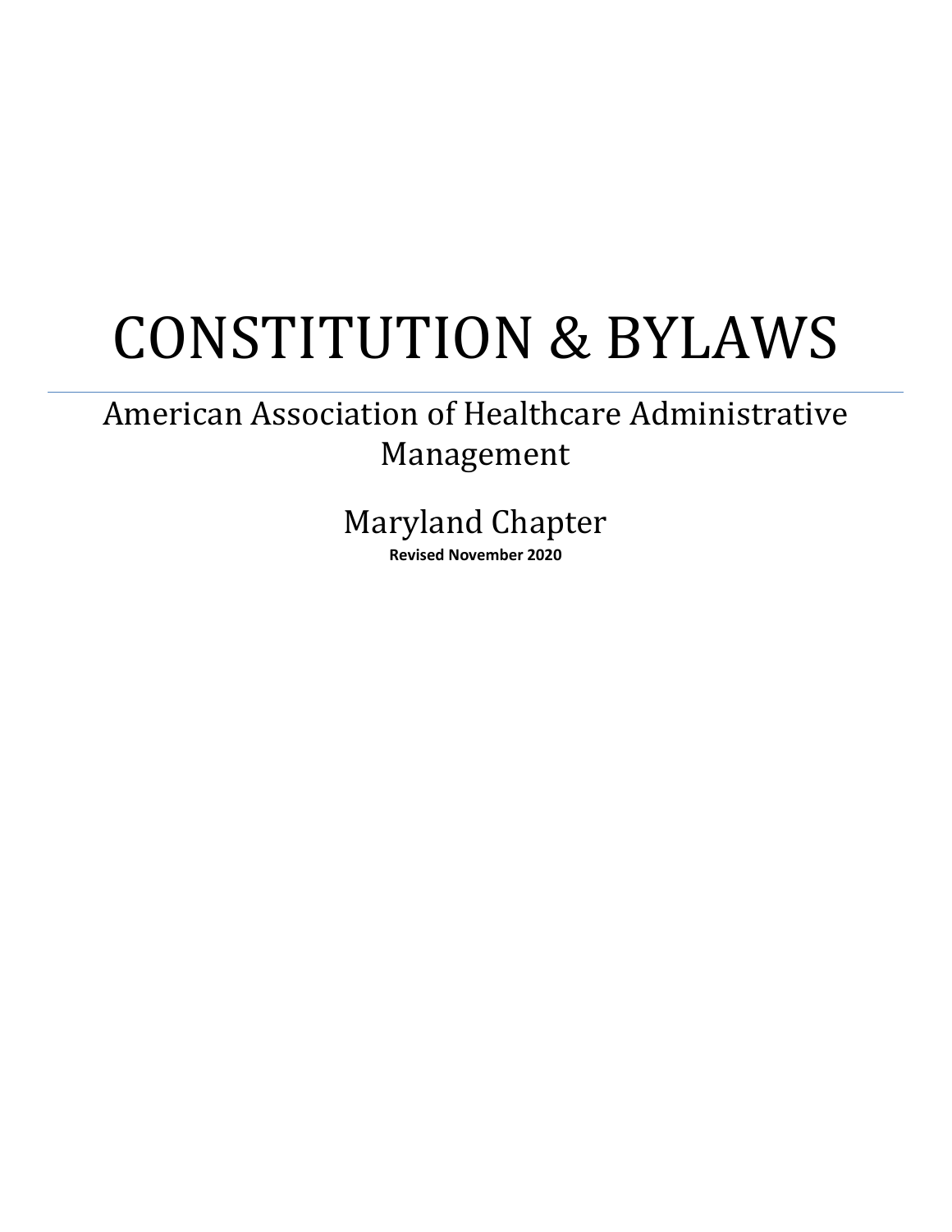# CONSTITUTION & BYLAWS

---

## American Association of Healthcare Administrative Management

### Maryland Chapter

**Revised November 2020**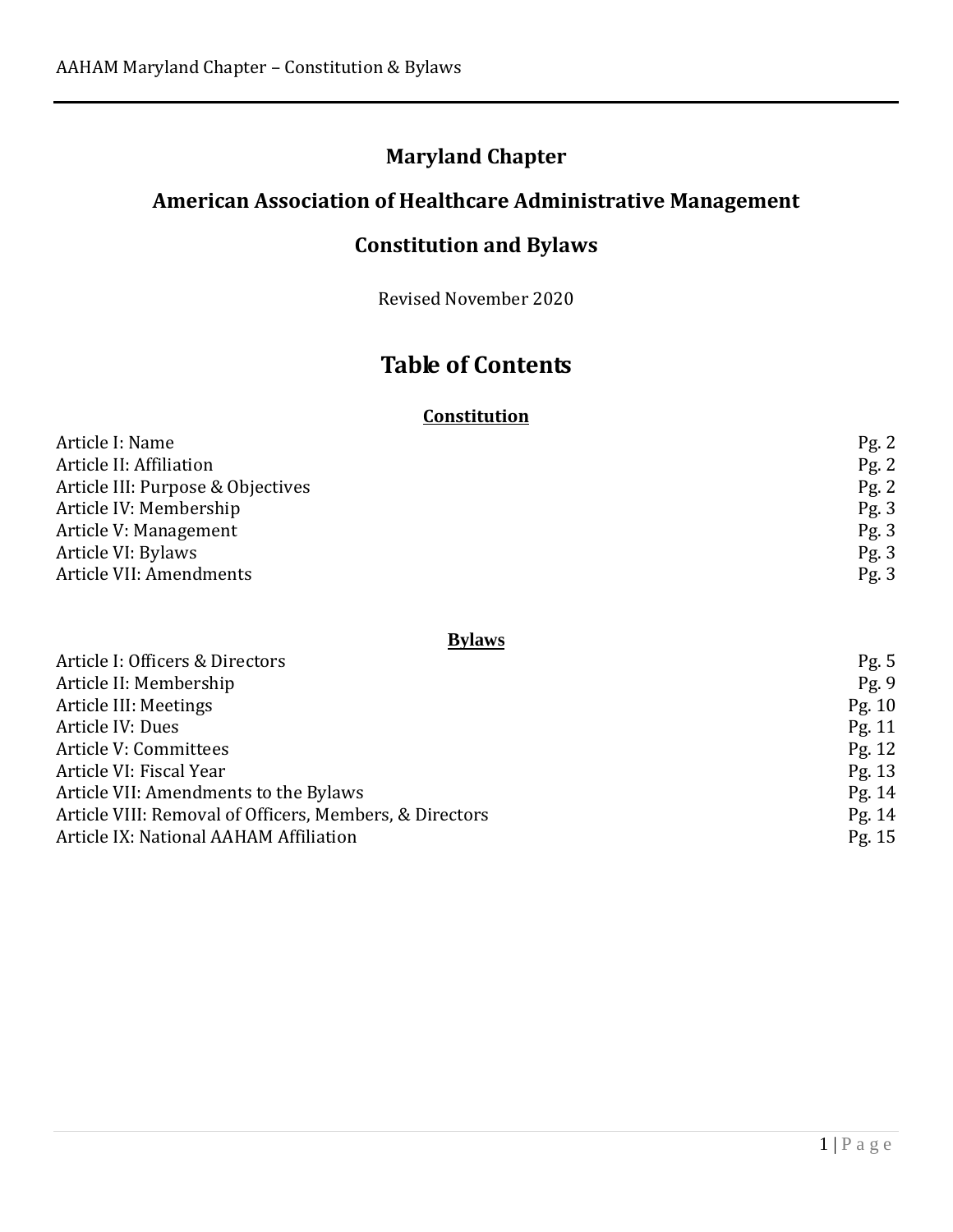# Maryland Chapter

# American Association of Healthcare Administrative Management

# Constitution and Bylaws

Revised November 2020

## Table of Contents

### Constitution

| | |
|---|---|
| Article I: Name | Pg. 2 |
| Article II: Affiliation | Pg. 2 |
| Article III: Purpose & Objectives | Pg. 2 |
| Article IV: Membership | Pg. 3 |
| Article V: Management | Pg. 3 |
| Article VI: Bylaws | Pg. 3 |
| Article VII: Amendments | Pg. 3 |

### Bylaws

| | |
|---|---|
| Article I: Officers & Directors | Pg. 5 |
| Article II: Membership | Pg. 9 |
| Article III: Meetings | Pg. 10 |
| Article IV: Dues | Pg. 11 |
| Article V: Committees | Pg. 12 |
| Article VI: Fiscal Year | Pg. 13 |
| Article VII: Amendments to the Bylaws | Pg. 14 |
| Article VIII: Removal of Officers, Members, & Directors | Pg. 14 |
| Article IX: National AAHAM Affiliation | Pg. 15 |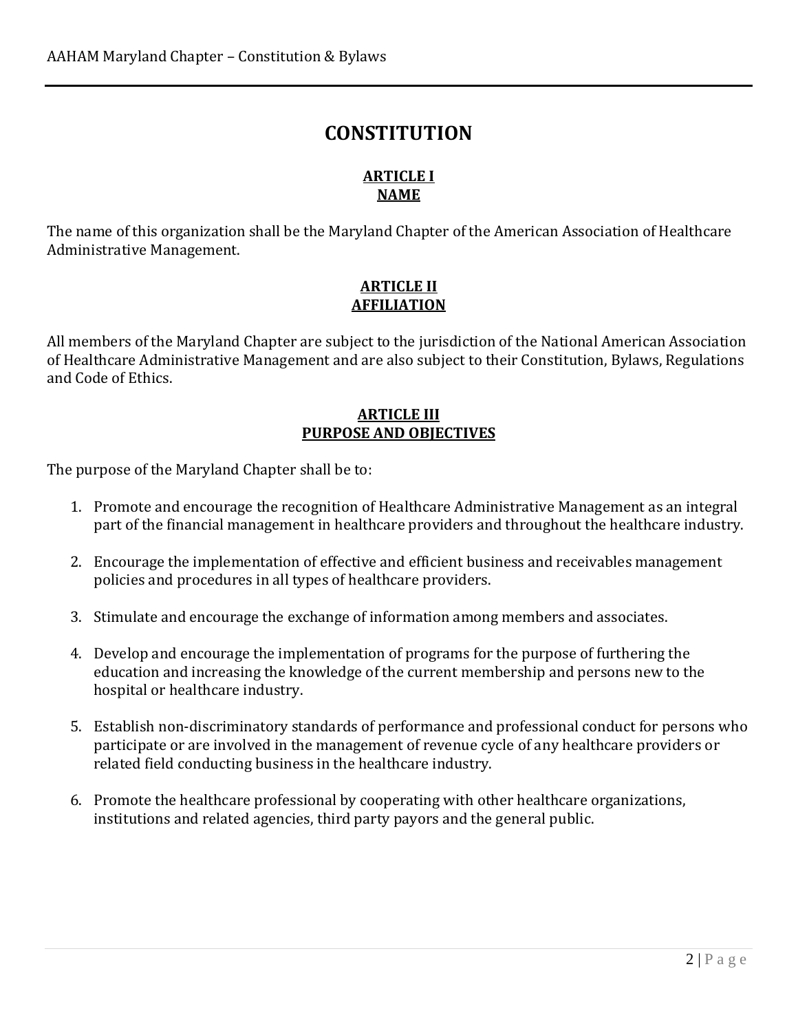# CONSTITUTION

## ARTICLE I
## NAME

The name of this organization shall be the Maryland Chapter of the American Association of Healthcare Administrative Management.

## ARTICLE II
## AFFILIATION

All members of the Maryland Chapter are subject to the jurisdiction of the National American Association of Healthcare Administrative Management and are also subject to their Constitution, Bylaws, Regulations and Code of Ethics.

## ARTICLE III
## PURPOSE AND OBJECTIVES

The purpose of the Maryland Chapter shall be to:

1. Promote and encourage the recognition of Healthcare Administrative Management as an integral part of the financial management in healthcare providers and throughout the healthcare industry.

2. Encourage the implementation of effective and efficient business and receivables management policies and procedures in all types of healthcare providers.

3. Stimulate and encourage the exchange of information among members and associates.

4. Develop and encourage the implementation of programs for the purpose of furthering the education and increasing the knowledge of the current membership and persons new to the hospital or healthcare industry.

5. Establish non-discriminatory standards of performance and professional conduct for persons who participate or are involved in the management of revenue cycle of any healthcare providers or related field conducting business in the healthcare industry.

6. Promote the healthcare professional by cooperating with other healthcare organizations, institutions and related agencies, third party payors and the general public.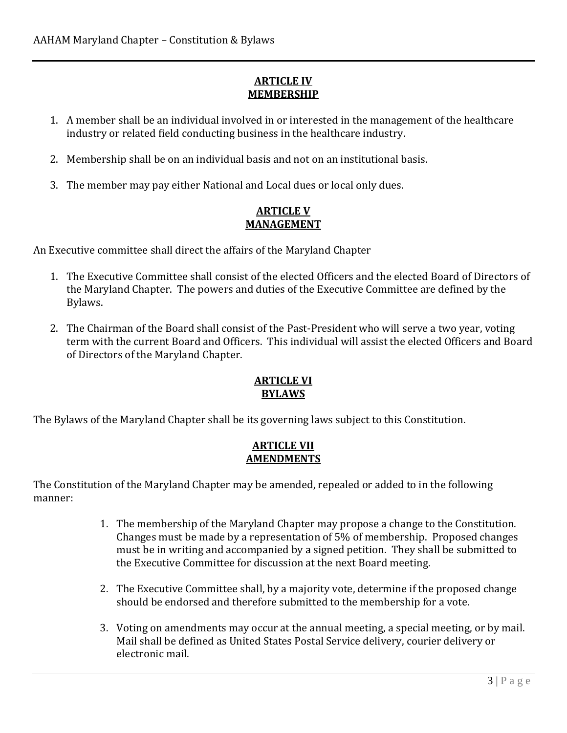## ARTICLE IV
## MEMBERSHIP

1. A member shall be an individual involved in or interested in the management of the healthcare industry or related field conducting business in the healthcare industry.

2. Membership shall be on an individual basis and not on an institutional basis.

3. The member may pay either National and Local dues or local only dues.

## ARTICLE V
## MANAGEMENT

An Executive committee shall direct the affairs of the Maryland Chapter

1. The Executive Committee shall consist of the elected Officers and the elected Board of Directors of the Maryland Chapter. The powers and duties of the Executive Committee are defined by the Bylaws.

2. The Chairman of the Board shall consist of the Past-President who will serve a two year, voting term with the current Board and Officers. This individual will assist the elected Officers and Board of Directors of the Maryland Chapter.

## ARTICLE VI
## BYLAWS

The Bylaws of the Maryland Chapter shall be its governing laws subject to this Constitution.

## ARTICLE VII
## AMENDMENTS

The Constitution of the Maryland Chapter may be amended, repealed or added to in the following manner:

1. The membership of the Maryland Chapter may propose a change to the Constitution. Changes must be made by a representation of 5% of membership. Proposed changes must be in writing and accompanied by a signed petition. They shall be submitted to the Executive Committee for discussion at the next Board meeting.

2. The Executive Committee shall, by a majority vote, determine if the proposed change should be endorsed and therefore submitted to the membership for a vote.

3. Voting on amendments may occur at the annual meeting, a special meeting, or by mail. Mail shall be defined as United States Postal Service delivery, courier delivery or electronic mail.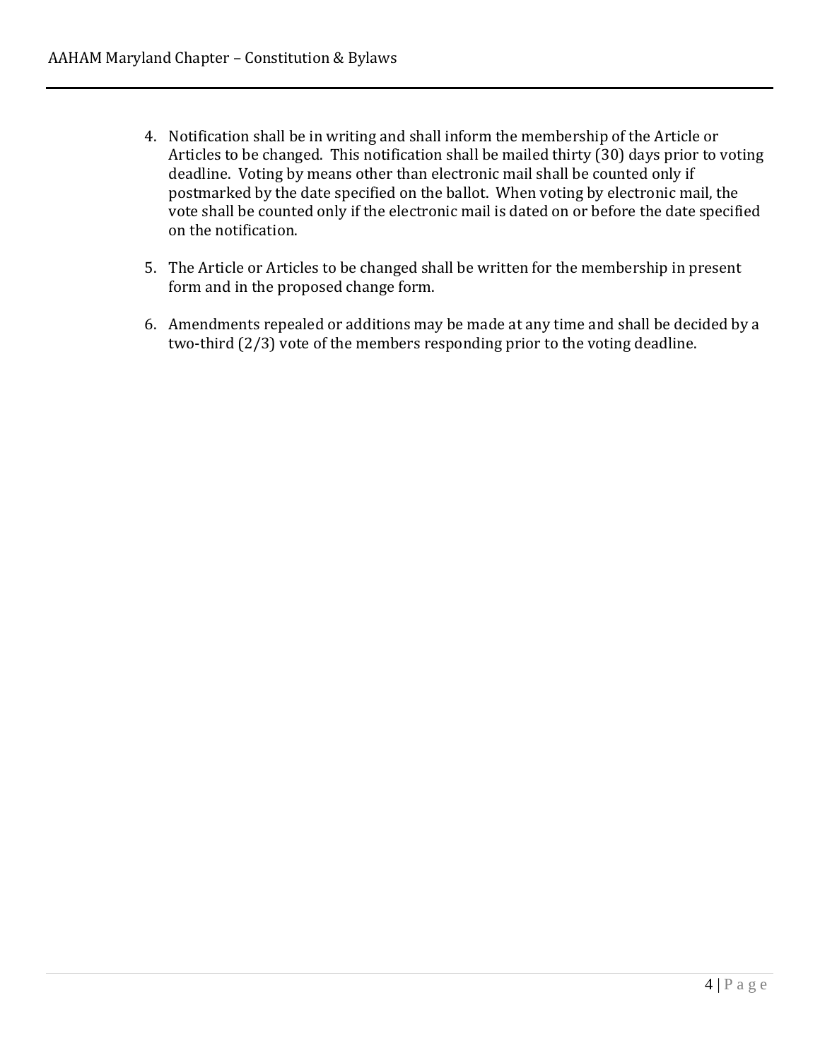4. Notification shall be in writing and shall inform the membership of the Article or Articles to be changed. This notification shall be mailed thirty (30) days prior to voting deadline. Voting by means other than electronic mail shall be counted only if postmarked by the date specified on the ballot. When voting by electronic mail, the vote shall be counted only if the electronic mail is dated on or before the date specified on the notification.

5. The Article or Articles to be changed shall be written for the membership in present form and in the proposed change form.

6. Amendments repealed or additions may be made at any time and shall be decided by a two-third (2/3) vote of the members responding prior to the voting deadline.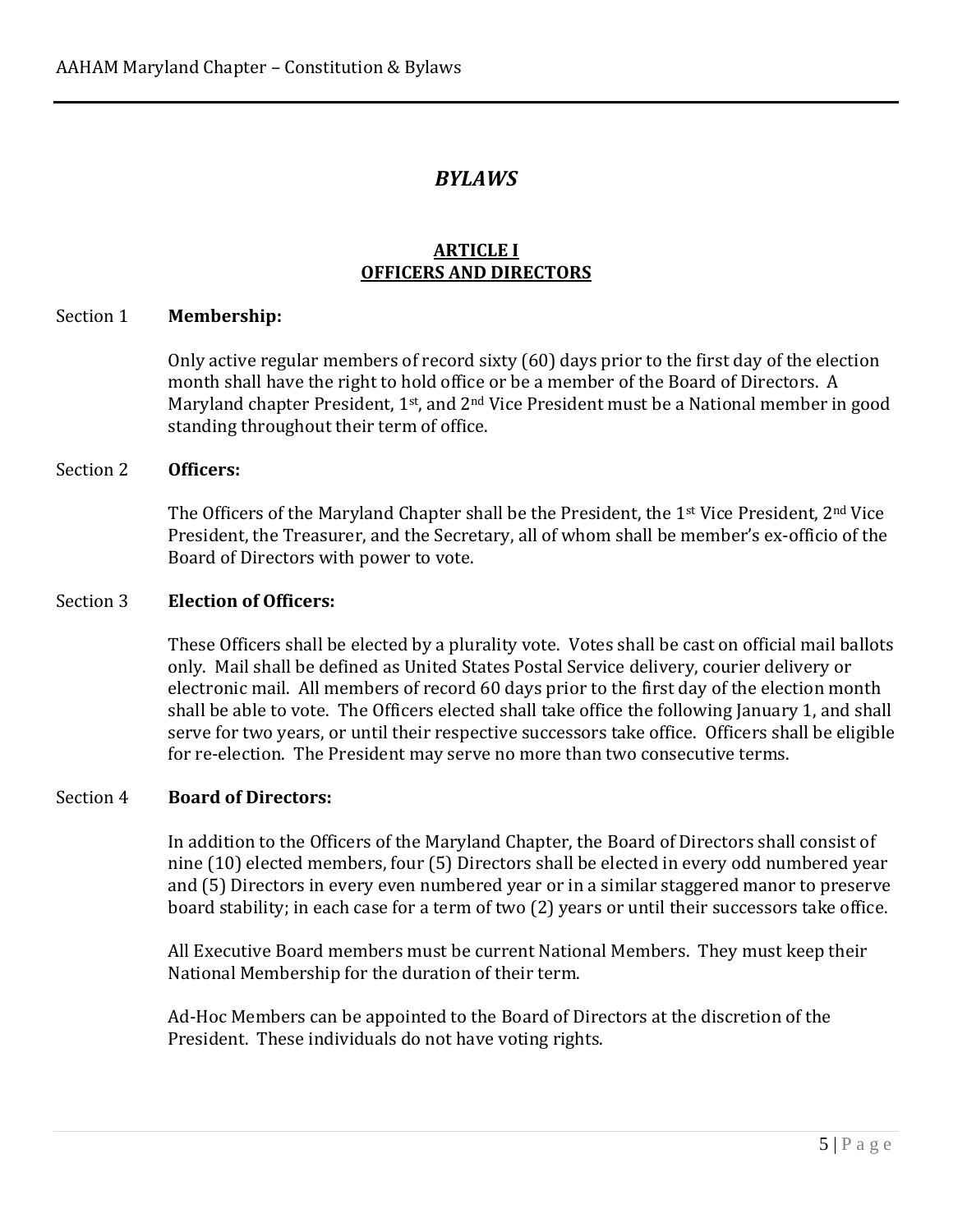# *BYLAWS*

## ARTICLE I
## OFFICERS AND DIRECTORS

Section 1 **Membership:**

Only active regular members of record sixty (60) days prior to the first day of the election month shall have the right to hold office or be a member of the Board of Directors. A Maryland chapter President, 1st, and 2nd Vice President must be a National member in good standing throughout their term of office.

Section 2 **Officers:**

The Officers of the Maryland Chapter shall be the President, the 1st Vice President, 2nd Vice President, the Treasurer, and the Secretary, all of whom shall be member's ex-officio of the Board of Directors with power to vote.

Section 3 **Election of Officers:**

These Officers shall be elected by a plurality vote. Votes shall be cast on official mail ballots only. Mail shall be defined as United States Postal Service delivery, courier delivery or electronic mail. All members of record 60 days prior to the first day of the election month shall be able to vote. The Officers elected shall take office the following January 1, and shall serve for two years, or until their respective successors take office. Officers shall be eligible for re-election. The President may serve no more than two consecutive terms.

Section 4 **Board of Directors:**

In addition to the Officers of the Maryland Chapter, the Board of Directors shall consist of nine (10) elected members, four (5) Directors shall be elected in every odd numbered year and (5) Directors in every even numbered year or in a similar staggered manor to preserve board stability; in each case for a term of two (2) years or until their successors take office.

All Executive Board members must be current National Members. They must keep their National Membership for the duration of their term.

Ad-Hoc Members can be appointed to the Board of Directors at the discretion of the President. These individuals do not have voting rights.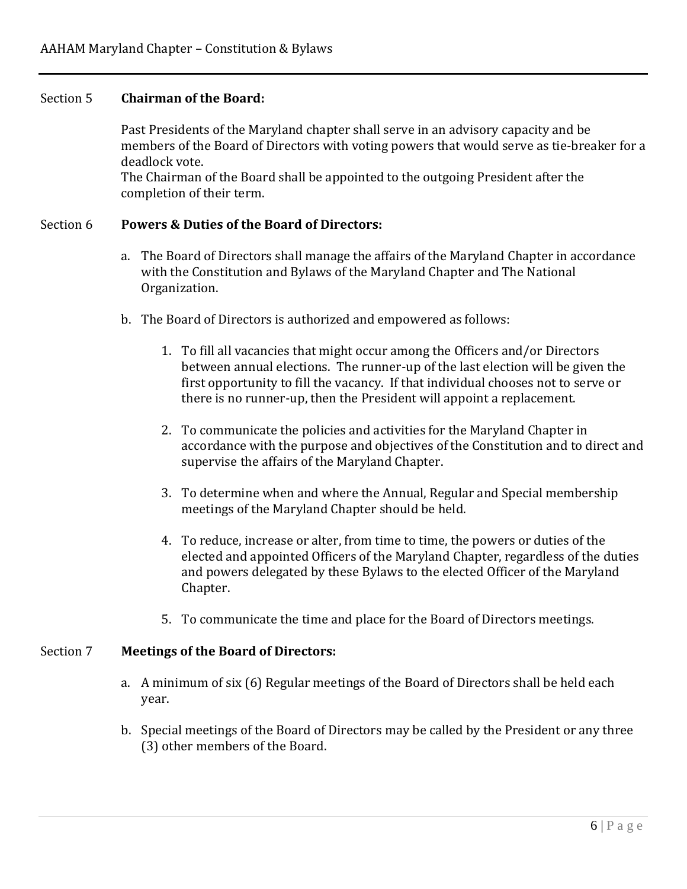Section 5 **Chairman of the Board:**

Past Presidents of the Maryland chapter shall serve in an advisory capacity and be members of the Board of Directors with voting powers that would serve as tie-breaker for a deadlock vote.
The Chairman of the Board shall be appointed to the outgoing President after the completion of their term.

Section 6 **Powers & Duties of the Board of Directors:**

a. The Board of Directors shall manage the affairs of the Maryland Chapter in accordance with the Constitution and Bylaws of the Maryland Chapter and The National Organization.

b. The Board of Directors is authorized and empowered as follows:

   1. To fill all vacancies that might occur among the Officers and/or Directors between annual elections. The runner-up of the last election will be given the first opportunity to fill the vacancy. If that individual chooses not to serve or there is no runner-up, then the President will appoint a replacement.

   2. To communicate the policies and activities for the Maryland Chapter in accordance with the purpose and objectives of the Constitution and to direct and supervise the affairs of the Maryland Chapter.

   3. To determine when and where the Annual, Regular and Special membership meetings of the Maryland Chapter should be held.

   4. To reduce, increase or alter, from time to time, the powers or duties of the elected and appointed Officers of the Maryland Chapter, regardless of the duties and powers delegated by these Bylaws to the elected Officer of the Maryland Chapter.

   5. To communicate the time and place for the Board of Directors meetings.

Section 7 **Meetings of the Board of Directors:**

a. A minimum of six (6) Regular meetings of the Board of Directors shall be held each year.

b. Special meetings of the Board of Directors may be called by the President or any three (3) other members of the Board.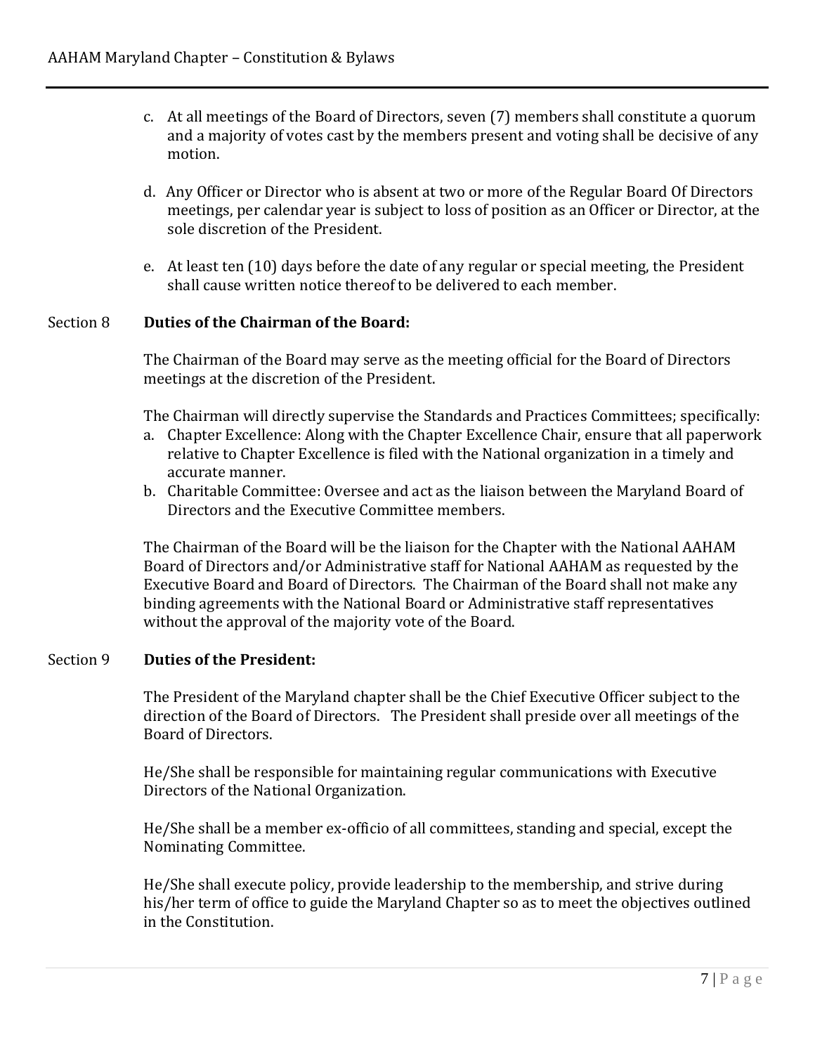c. At all meetings of the Board of Directors, seven (7) members shall constitute a quorum and a majority of votes cast by the members present and voting shall be decisive of any motion.

d. Any Officer or Director who is absent at two or more of the Regular Board Of Directors meetings, per calendar year is subject to loss of position as an Officer or Director, at the sole discretion of the President.

e. At least ten (10) days before the date of any regular or special meeting, the President shall cause written notice thereof to be delivered to each member.

Section 8 **Duties of the Chairman of the Board:**

The Chairman of the Board may serve as the meeting official for the Board of Directors meetings at the discretion of the President.

The Chairman will directly supervise the Standards and Practices Committees; specifically:

a. Chapter Excellence: Along with the Chapter Excellence Chair, ensure that all paperwork relative to Chapter Excellence is filed with the National organization in a timely and accurate manner.
b. Charitable Committee: Oversee and act as the liaison between the Maryland Board of Directors and the Executive Committee members.

The Chairman of the Board will be the liaison for the Chapter with the National AAHAM Board of Directors and/or Administrative staff for National AAHAM as requested by the Executive Board and Board of Directors. The Chairman of the Board shall not make any binding agreements with the National Board or Administrative staff representatives without the approval of the majority vote of the Board.

Section 9 **Duties of the President:**

The President of the Maryland chapter shall be the Chief Executive Officer subject to the direction of the Board of Directors. The President shall preside over all meetings of the Board of Directors.

He/She shall be responsible for maintaining regular communications with Executive Directors of the National Organization.

He/She shall be a member ex-officio of all committees, standing and special, except the Nominating Committee.

He/She shall execute policy, provide leadership to the membership, and strive during his/her term of office to guide the Maryland Chapter so as to meet the objectives outlined in the Constitution.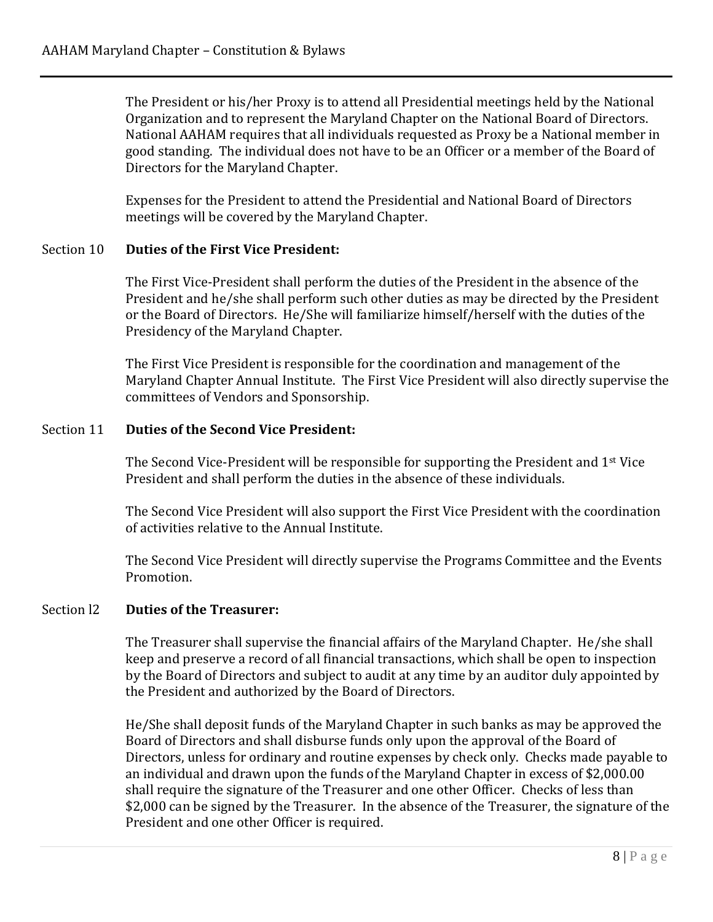The President or his/her Proxy is to attend all Presidential meetings held by the National Organization and to represent the Maryland Chapter on the National Board of Directors. National AAHAM requires that all individuals requested as Proxy be a National member in good standing. The individual does not have to be an Officer or a member of the Board of Directors for the Maryland Chapter.

Expenses for the President to attend the Presidential and National Board of Directors meetings will be covered by the Maryland Chapter.

Section 10 **Duties of the First Vice President:**

The First Vice-President shall perform the duties of the President in the absence of the President and he/she shall perform such other duties as may be directed by the President or the Board of Directors. He/She will familiarize himself/herself with the duties of the Presidency of the Maryland Chapter.

The First Vice President is responsible for the coordination and management of the Maryland Chapter Annual Institute. The First Vice President will also directly supervise the committees of Vendors and Sponsorship.

Section 11 **Duties of the Second Vice President:**

The Second Vice-President will be responsible for supporting the President and 1st Vice President and shall perform the duties in the absence of these individuals.

The Second Vice President will also support the First Vice President with the coordination of activities relative to the Annual Institute.

The Second Vice President will directly supervise the Programs Committee and the Events Promotion.

Section l2 **Duties of the Treasurer:**

The Treasurer shall supervise the financial affairs of the Maryland Chapter. He/she shall keep and preserve a record of all financial transactions, which shall be open to inspection by the Board of Directors and subject to audit at any time by an auditor duly appointed by the President and authorized by the Board of Directors.

He/She shall deposit funds of the Maryland Chapter in such banks as may be approved the Board of Directors and shall disburse funds only upon the approval of the Board of Directors, unless for ordinary and routine expenses by check only. Checks made payable to an individual and drawn upon the funds of the Maryland Chapter in excess of $2,000.00 shall require the signature of the Treasurer and one other Officer. Checks of less than $2,000 can be signed by the Treasurer. In the absence of the Treasurer, the signature of the President and one other Officer is required.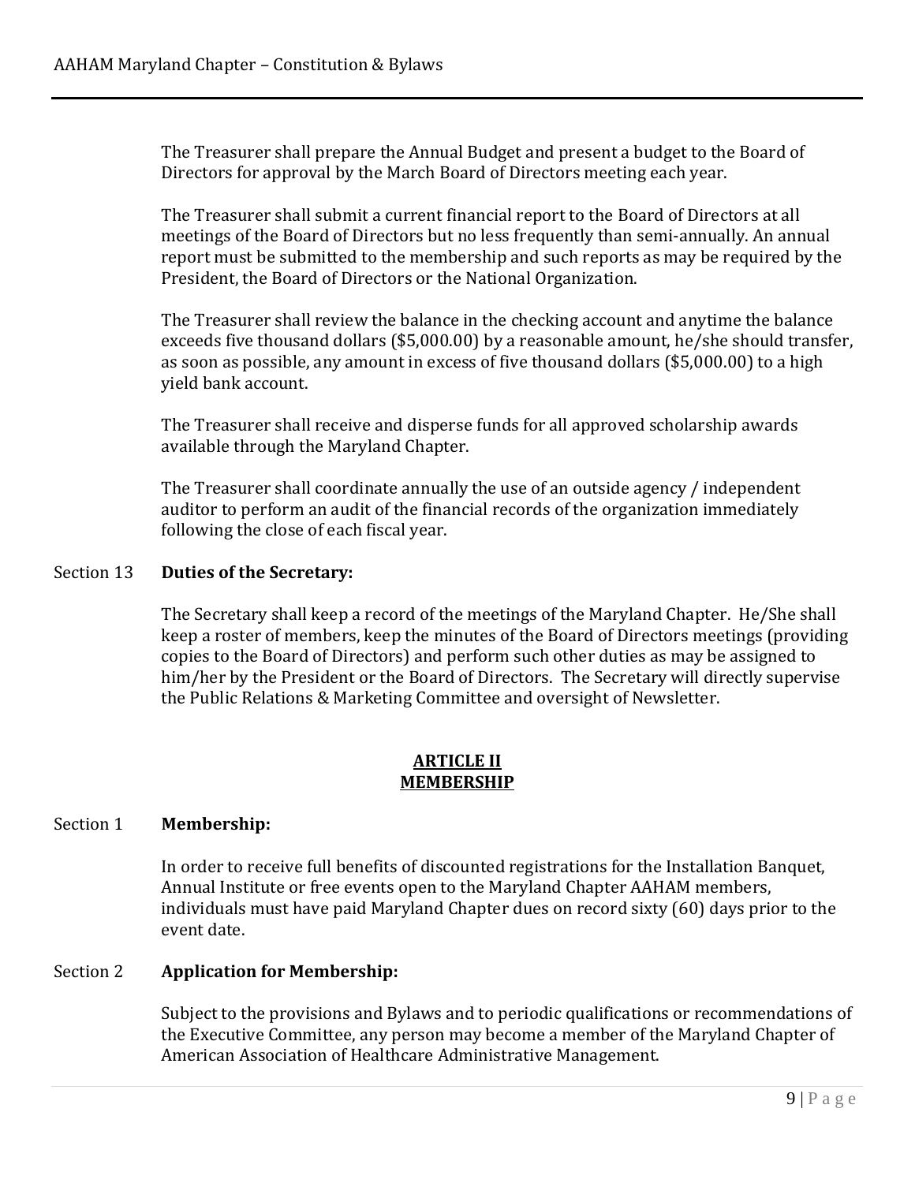The Treasurer shall prepare the Annual Budget and present a budget to the Board of Directors for approval by the March Board of Directors meeting each year.

The Treasurer shall submit a current financial report to the Board of Directors at all meetings of the Board of Directors but no less frequently than semi-annually. An annual report must be submitted to the membership and such reports as may be required by the President, the Board of Directors or the National Organization.

The Treasurer shall review the balance in the checking account and anytime the balance exceeds five thousand dollars ($5,000.00) by a reasonable amount, he/she should transfer, as soon as possible, any amount in excess of five thousand dollars ($5,000.00) to a high yield bank account.

The Treasurer shall receive and disperse funds for all approved scholarship awards available through the Maryland Chapter.

The Treasurer shall coordinate annually the use of an outside agency / independent auditor to perform an audit of the financial records of the organization immediately following the close of each fiscal year.

Section 13 **Duties of the Secretary:**

The Secretary shall keep a record of the meetings of the Maryland Chapter. He/She shall keep a roster of members, keep the minutes of the Board of Directors meetings (providing copies to the Board of Directors) and perform such other duties as may be assigned to him/her by the President or the Board of Directors. The Secretary will directly supervise the Public Relations & Marketing Committee and oversight of Newsletter.

## ARTICLE II
## MEMBERSHIP

Section 1 **Membership:**

In order to receive full benefits of discounted registrations for the Installation Banquet, Annual Institute or free events open to the Maryland Chapter AAHAM members, individuals must have paid Maryland Chapter dues on record sixty (60) days prior to the event date.

Section 2 **Application for Membership:**

Subject to the provisions and Bylaws and to periodic qualifications or recommendations of the Executive Committee, any person may become a member of the Maryland Chapter of American Association of Healthcare Administrative Management.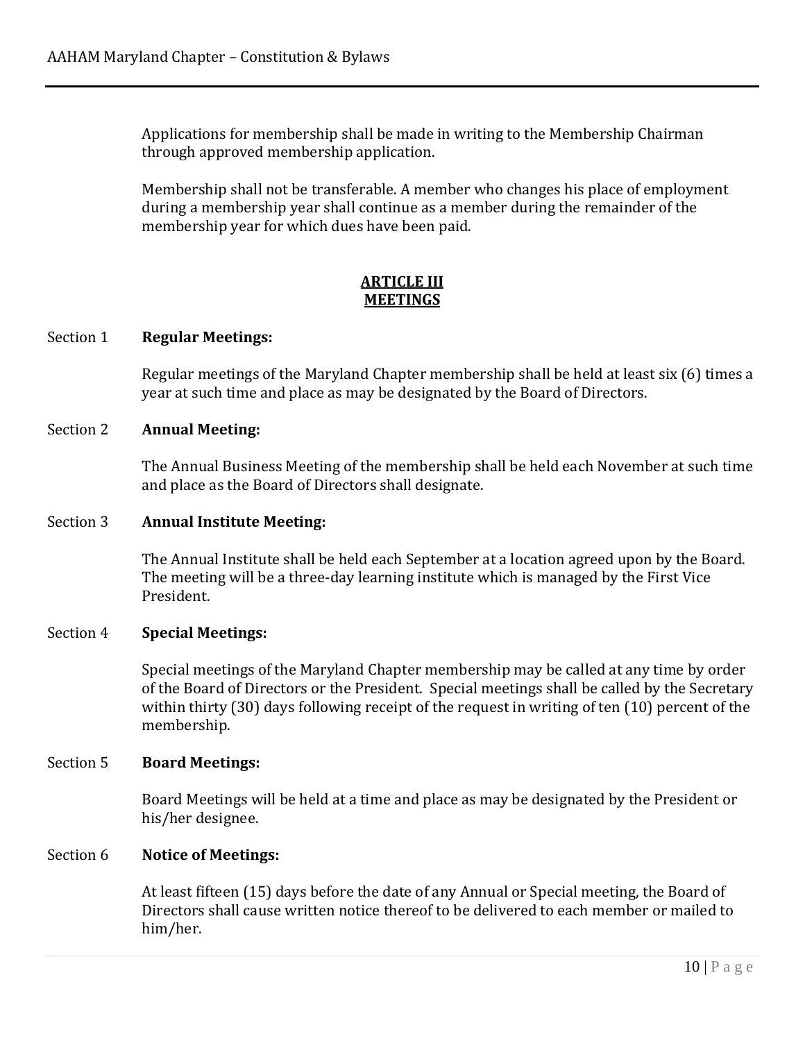Applications for membership shall be made in writing to the Membership Chairman through approved membership application.

Membership shall not be transferable. A member who changes his place of employment during a membership year shall continue as a member during the remainder of the membership year for which dues have been paid.

## ARTICLE III
## MEETINGS

Section 1 **Regular Meetings:**

Regular meetings of the Maryland Chapter membership shall be held at least six (6) times a year at such time and place as may be designated by the Board of Directors.

Section 2 **Annual Meeting:**

The Annual Business Meeting of the membership shall be held each November at such time and place as the Board of Directors shall designate.

Section 3 **Annual Institute Meeting:**

The Annual Institute shall be held each September at a location agreed upon by the Board. The meeting will be a three-day learning institute which is managed by the First Vice President.

Section 4 **Special Meetings:**

Special meetings of the Maryland Chapter membership may be called at any time by order of the Board of Directors or the President. Special meetings shall be called by the Secretary within thirty (30) days following receipt of the request in writing of ten (10) percent of the membership.

Section 5 **Board Meetings:**

Board Meetings will be held at a time and place as may be designated by the President or his/her designee.

Section 6 **Notice of Meetings:**

At least fifteen (15) days before the date of any Annual or Special meeting, the Board of Directors shall cause written notice thereof to be delivered to each member or mailed to him/her.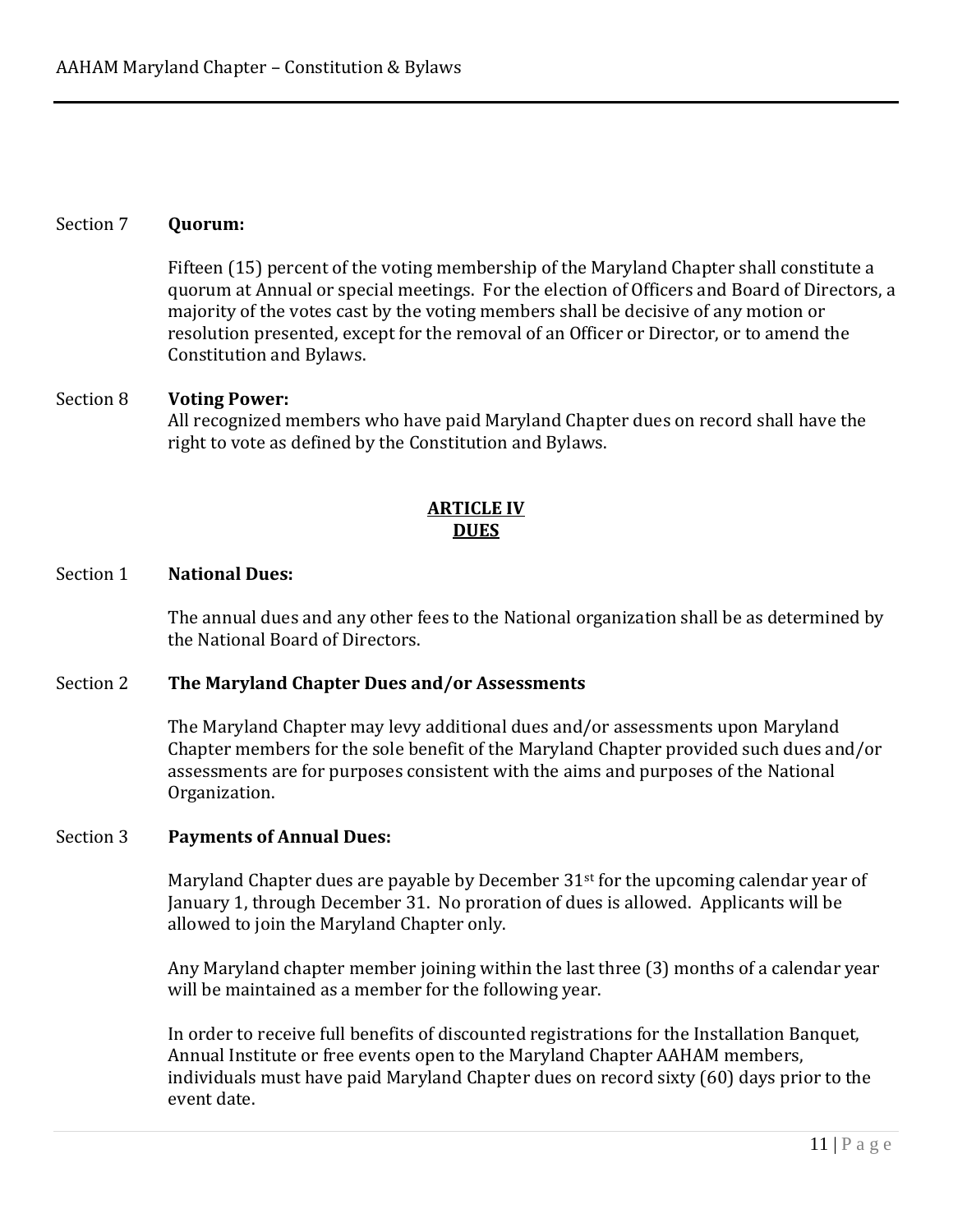Section 7 **Quorum:**

Fifteen (15) percent of the voting membership of the Maryland Chapter shall constitute a quorum at Annual or special meetings. For the election of Officers and Board of Directors, a majority of the votes cast by the voting members shall be decisive of any motion or resolution presented, except for the removal of an Officer or Director, or to amend the Constitution and Bylaws.

Section 8 **Voting Power:**

All recognized members who have paid Maryland Chapter dues on record shall have the right to vote as defined by the Constitution and Bylaws.

## ARTICLE IV
## DUES

Section 1 **National Dues:**

The annual dues and any other fees to the National organization shall be as determined by the National Board of Directors.

Section 2 **The Maryland Chapter Dues and/or Assessments**

The Maryland Chapter may levy additional dues and/or assessments upon Maryland Chapter members for the sole benefit of the Maryland Chapter provided such dues and/or assessments are for purposes consistent with the aims and purposes of the National Organization.

Section 3 **Payments of Annual Dues:**

Maryland Chapter dues are payable by December 31st for the upcoming calendar year of January 1, through December 31. No proration of dues is allowed. Applicants will be allowed to join the Maryland Chapter only.

Any Maryland chapter member joining within the last three (3) months of a calendar year will be maintained as a member for the following year.

In order to receive full benefits of discounted registrations for the Installation Banquet, Annual Institute or free events open to the Maryland Chapter AAHAM members, individuals must have paid Maryland Chapter dues on record sixty (60) days prior to the event date.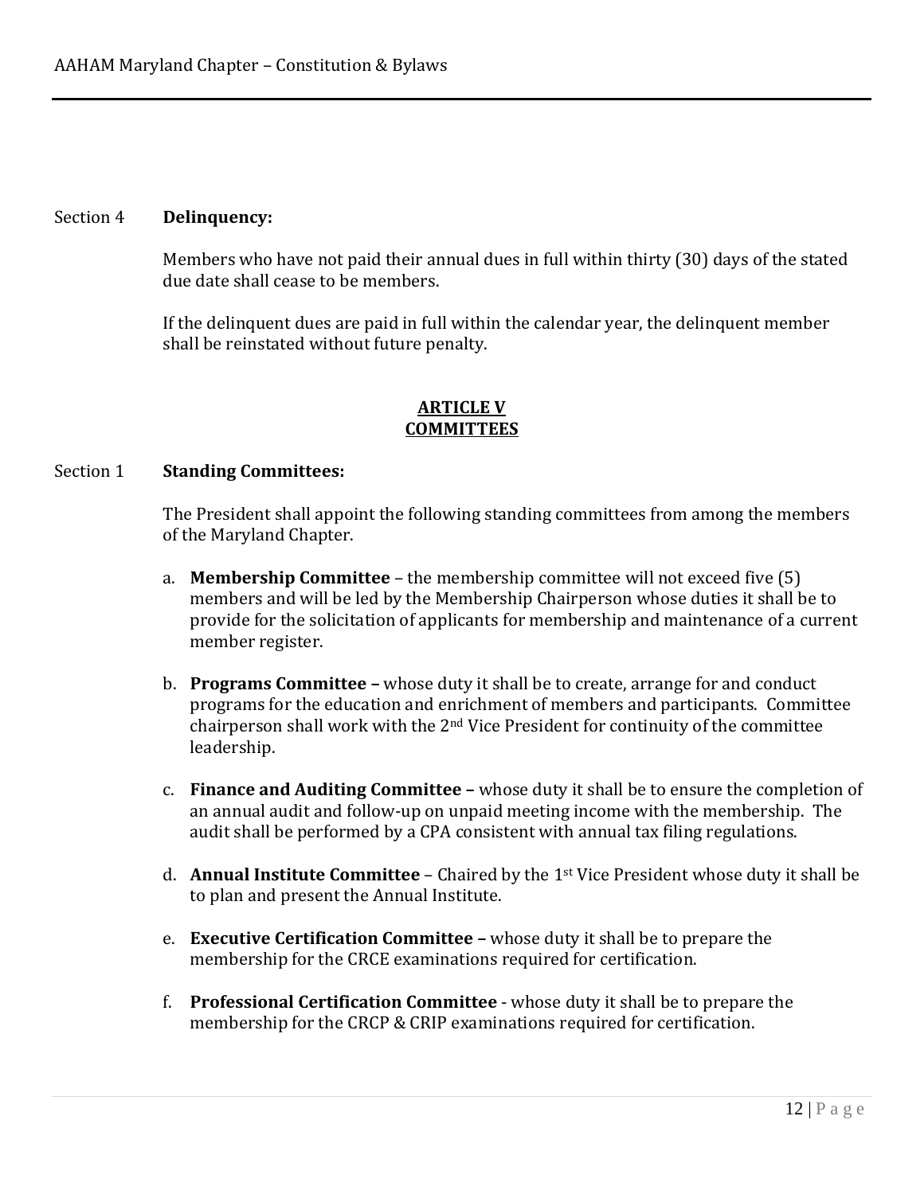Section 4 **Delinquency:**

Members who have not paid their annual dues in full within thirty (30) days of the stated due date shall cease to be members.

If the delinquent dues are paid in full within the calendar year, the delinquent member shall be reinstated without future penalty.

## ARTICLE V
## COMMITTEES

Section 1 **Standing Committees:**

The President shall appoint the following standing committees from among the members of the Maryland Chapter.

a. **Membership Committee** – the membership committee will not exceed five (5) members and will be led by the Membership Chairperson whose duties it shall be to provide for the solicitation of applicants for membership and maintenance of a current member register.

b. **Programs Committee –** whose duty it shall be to create, arrange for and conduct programs for the education and enrichment of members and participants. Committee chairperson shall work with the 2nd Vice President for continuity of the committee leadership.

c. **Finance and Auditing Committee –** whose duty it shall be to ensure the completion of an annual audit and follow-up on unpaid meeting income with the membership. The audit shall be performed by a CPA consistent with annual tax filing regulations.

d. **Annual Institute Committee** – Chaired by the 1st Vice President whose duty it shall be to plan and present the Annual Institute.

e. **Executive Certification Committee –** whose duty it shall be to prepare the membership for the CRCE examinations required for certification.

f. **Professional Certification Committee** - whose duty it shall be to prepare the membership for the CRCP & CRIP examinations required for certification.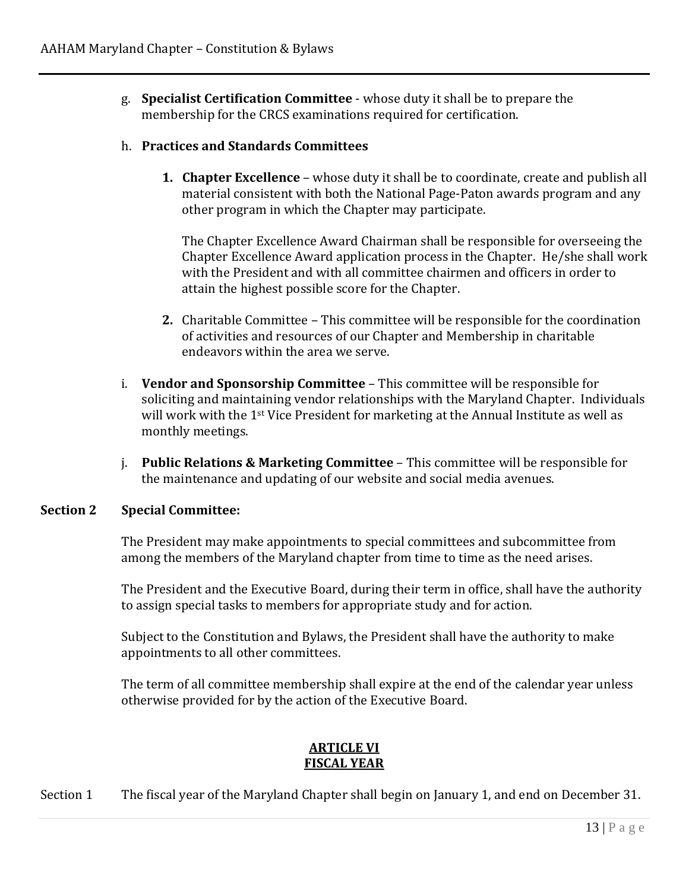g. **Specialist Certification Committee** - whose duty it shall be to prepare the membership for the CRCS examinations required for certification.

h. **Practices and Standards Committees**

   1. **Chapter Excellence** – whose duty it shall be to coordinate, create and publish all material consistent with both the National Page-Paton awards program and any other program in which the Chapter may participate.

      The Chapter Excellence Award Chairman shall be responsible for overseeing the Chapter Excellence Award application process in the Chapter. He/she shall work with the President and with all committee chairmen and officers in order to attain the highest possible score for the Chapter.

   2. Charitable Committee – This committee will be responsible for the coordination of activities and resources of our Chapter and Membership in charitable endeavors within the area we serve.

i. **Vendor and Sponsorship Committee** – This committee will be responsible for soliciting and maintaining vendor relationships with the Maryland Chapter. Individuals will work with the 1st Vice President for marketing at the Annual Institute as well as monthly meetings.

j. **Public Relations & Marketing Committee** – This committee will be responsible for the maintenance and updating of our website and social media avenues.

**Section 2 Special Committee:**

The President may make appointments to special committees and subcommittee from among the members of the Maryland chapter from time to time as the need arises.

The President and the Executive Board, during their term in office, shall have the authority to assign special tasks to members for appropriate study and for action.

Subject to the Constitution and Bylaws, the President shall have the authority to make appointments to all other committees.

The term of all committee membership shall expire at the end of the calendar year unless otherwise provided for by the action of the Executive Board.

## ARTICLE VI
## FISCAL YEAR

Section 1 The fiscal year of the Maryland Chapter shall begin on January 1, and end on December 31.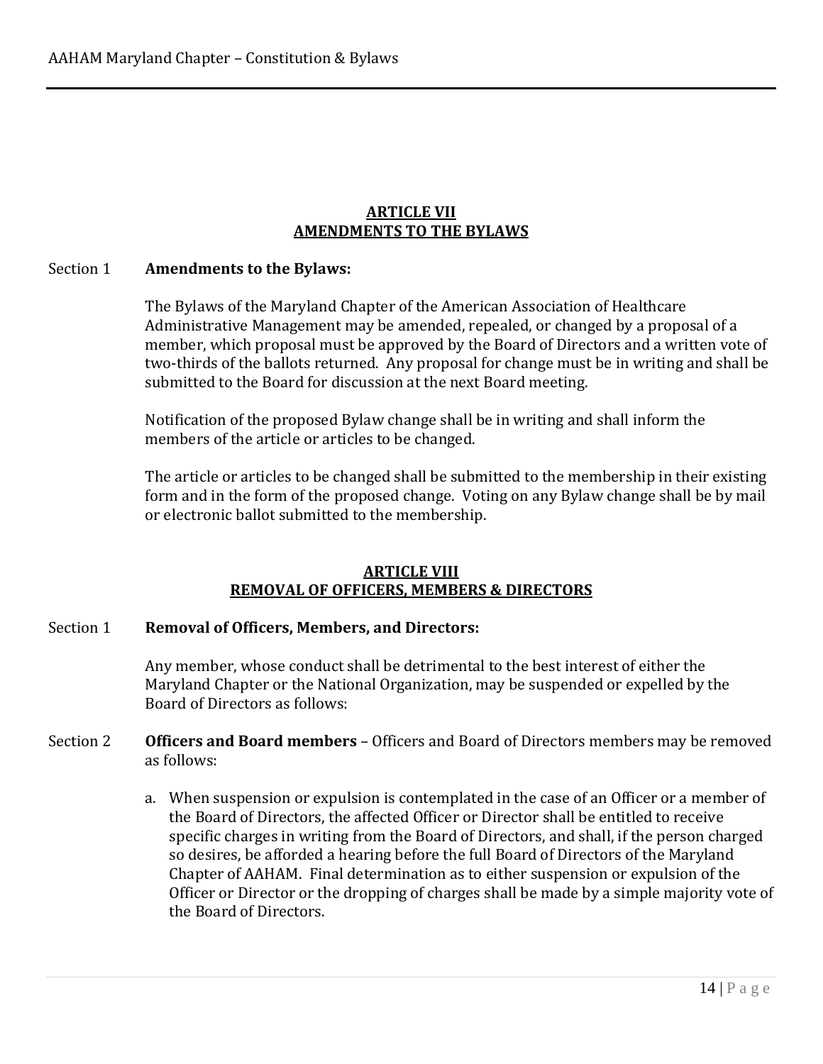## ARTICLE VII
## AMENDMENTS TO THE BYLAWS

Section 1 **Amendments to the Bylaws:**

The Bylaws of the Maryland Chapter of the American Association of Healthcare Administrative Management may be amended, repealed, or changed by a proposal of a member, which proposal must be approved by the Board of Directors and a written vote of two-thirds of the ballots returned. Any proposal for change must be in writing and shall be submitted to the Board for discussion at the next Board meeting.

Notification of the proposed Bylaw change shall be in writing and shall inform the members of the article or articles to be changed.

The article or articles to be changed shall be submitted to the membership in their existing form and in the form of the proposed change. Voting on any Bylaw change shall be by mail or electronic ballot submitted to the membership.

## ARTICLE VIII
## REMOVAL OF OFFICERS, MEMBERS & DIRECTORS

Section 1 **Removal of Officers, Members, and Directors:**

Any member, whose conduct shall be detrimental to the best interest of either the Maryland Chapter or the National Organization, may be suspended or expelled by the Board of Directors as follows:

Section 2 **Officers and Board members** – Officers and Board of Directors members may be removed as follows:

a. When suspension or expulsion is contemplated in the case of an Officer or a member of the Board of Directors, the affected Officer or Director shall be entitled to receive specific charges in writing from the Board of Directors, and shall, if the person charged so desires, be afforded a hearing before the full Board of Directors of the Maryland Chapter of AAHAM. Final determination as to either suspension or expulsion of the Officer or Director or the dropping of charges shall be made by a simple majority vote of the Board of Directors.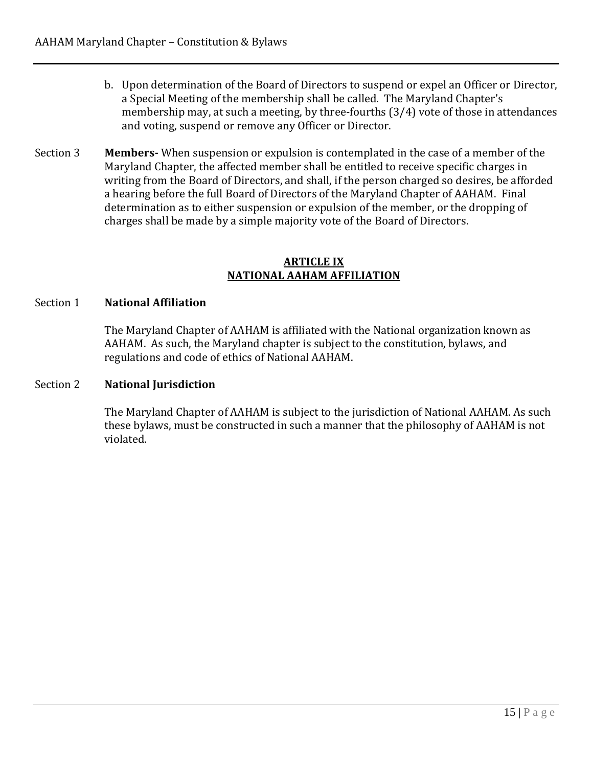b. Upon determination of the Board of Directors to suspend or expel an Officer or Director, a Special Meeting of the membership shall be called. The Maryland Chapter's membership may, at such a meeting, by three-fourths (3/4) vote of those in attendances and voting, suspend or remove any Officer or Director.

Section 3 **Members-** When suspension or expulsion is contemplated in the case of a member of the Maryland Chapter, the affected member shall be entitled to receive specific charges in writing from the Board of Directors, and shall, if the person charged so desires, be afforded a hearing before the full Board of Directors of the Maryland Chapter of AAHAM. Final determination as to either suspension or expulsion of the member, or the dropping of charges shall be made by a simple majority vote of the Board of Directors.

## ARTICLE IX
## NATIONAL AAHAM AFFILIATION

Section 1 **National Affiliation**

The Maryland Chapter of AAHAM is affiliated with the National organization known as AAHAM. As such, the Maryland chapter is subject to the constitution, bylaws, and regulations and code of ethics of National AAHAM.

Section 2 **National Jurisdiction**

The Maryland Chapter of AAHAM is subject to the jurisdiction of National AAHAM. As such these bylaws, must be constructed in such a manner that the philosophy of AAHAM is not violated.